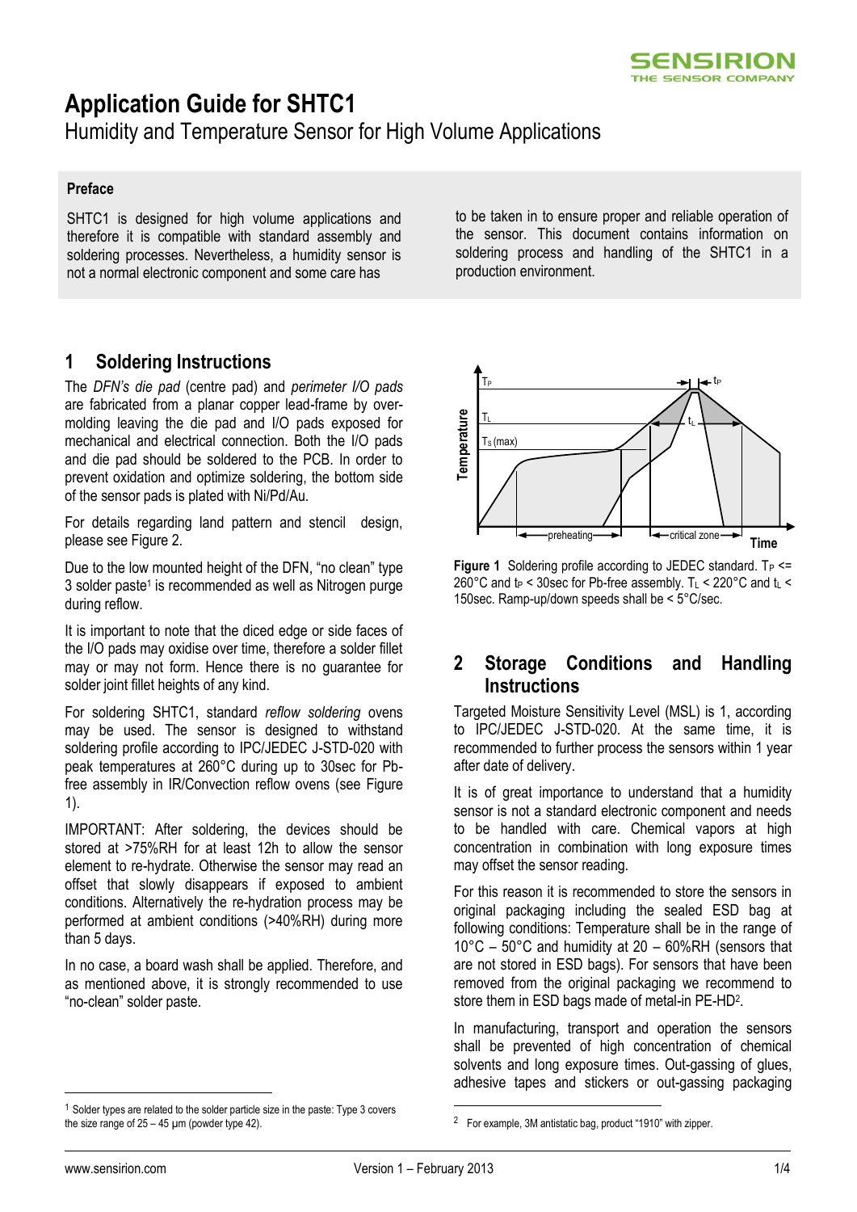# Application Guide for SHTC1

Humidity and Temperature Sensor for High Volume Applications

**Preface**

SHTC1 is designed for high volume applications and therefore it is compatible with standard assembly and soldering processes. Nevertheless, a humidity sensor is not a normal electronic component and some care has to be taken in to ensure proper and reliable operation of the sensor. This document contains information on soldering process and handling of the SHTC1 in a production environment.

## 1 Soldering Instructions

The *DFN's die pad* (centre pad) and *perimeter I/O pads* are fabricated from a planar copper lead-frame by over-molding leaving the die pad and I/O pads exposed for mechanical and electrical connection. Both the I/O pads and die pad should be soldered to the PCB. In order to prevent oxidation and optimize soldering, the bottom side of the sensor pads is plated with Ni/Pd/Au.

For details regarding land pattern and stencil design, please see Figure 2.

Due to the low mounted height of the DFN, "no clean" type 3 solder paste[1] is recommended as well as Nitrogen purge during reflow.

It is important to note that the diced edge or side faces of the I/O pads may oxidise over time, therefore a solder fillet may or may not form. Hence there is no guarantee for solder joint fillet heights of any kind.

For soldering SHTC1, standard *reflow soldering* ovens may be used. The sensor is designed to withstand soldering profile according to IPC/JEDEC J-STD-020 with peak temperatures at 260°C during up to 30sec for Pb-free assembly in IR/Convection reflow ovens (see Figure 1).

IMPORTANT: After soldering, the devices should be stored at >75%RH for at least 12h to allow the sensor element to re-hydrate. Otherwise the sensor may read an offset that slowly disappears if exposed to ambient conditions. Alternatively the re-hydration process may be performed at ambient conditions (>40%RH) during more than 5 days.

In no case, a board wash shall be applied. Therefore, and as mentioned above, it is strongly recommended to use "no-clean" solder paste.

**Figure 1** Soldering profile according to JEDEC standard. $T_P \leq 260°C$ and $t_P < 30sec$ for Pb-free assembly. $T_L < 220°C$ and $t_L < 150sec$. Ramp-up/down speeds shall be < 5°C/sec.

## 2 Storage Conditions and Handling Instructions

Targeted Moisture Sensitivity Level (MSL) is 1, according to IPC/JEDEC J-STD-020. At the same time, it is recommended to further process the sensors within 1 year after date of delivery.

It is of great importance to understand that a humidity sensor is not a standard electronic component and needs to be handled with care. Chemical vapors at high concentration in combination with long exposure times may offset the sensor reading.

For this reason it is recommended to store the sensors in original packaging including the sealed ESD bag at following conditions: Temperature shall be in the range of 10°C – 50°C and humidity at 20 – 60%RH (sensors that are not stored in ESD bags). For sensors that have been removed from the original packaging we recommend to store them in ESD bags made of metal-in PE-HD[2].

In manufacturing, transport and operation the sensors shall be prevented of high concentration of chemical solvents and long exposure times. Out-gassing of glues, adhesive tapes and stickers or out-gassing packaging

---

[1] Solder types are related to the solder particle size in the paste: Type 3 covers the size range of 25 – 45 µm (powder type 42).

[2] For example, 3M antistatic bag, product "1910" with zipper.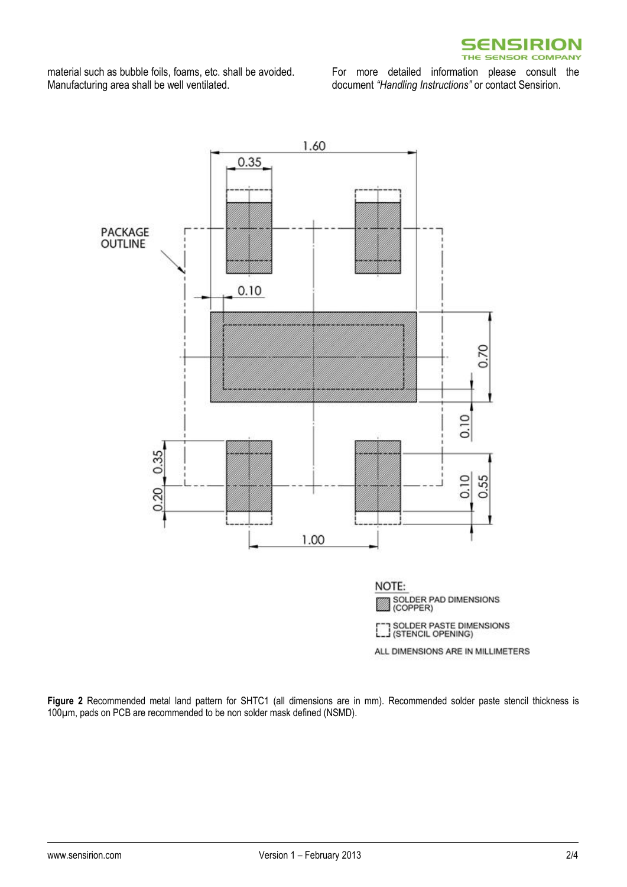material such as bubble foils, foams, etc. shall be avoided. Manufacturing area shall be well ventilated.

For more detailed information please consult the document *"Handling Instructions"* or contact Sensirion.

**Figure 2** Recommended metal land pattern for SHTC1 (all dimensions are in mm). Recommended solder paste stencil thickness is 100μm, pads on PCB are recommended to be non solder mask defined (NSMD).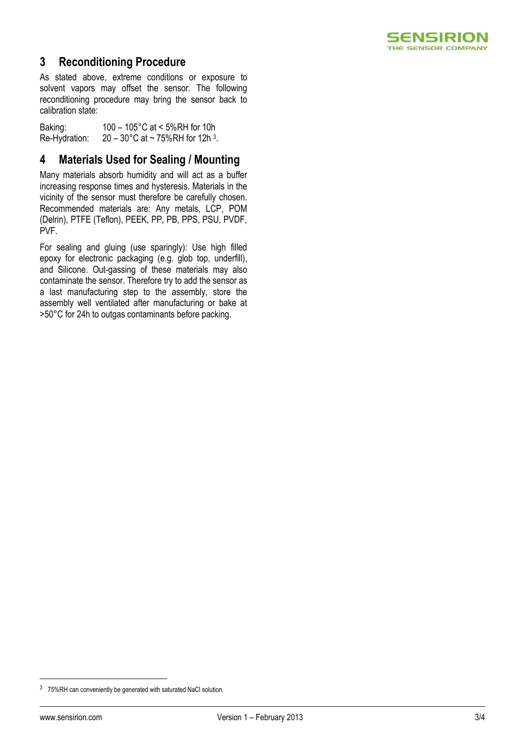## 3 Reconditioning Procedure

As stated above, extreme conditions or exposure to solvent vapors may offset the sensor. The following reconditioning procedure may bring the sensor back to calibration state:

Baking: 100 – 105°C at < 5%RH for 10h
Re-Hydration: 20 – 30°C at ~ 75%RH for 12h [3].

## 4 Materials Used for Sealing / Mounting

Many materials absorb humidity and will act as a buffer increasing response times and hysteresis. Materials in the vicinity of the sensor must therefore be carefully chosen. Recommended materials are: Any metals, LCP, POM (Delrin), PTFE (Teflon), PEEK, PP, PB, PPS, PSU, PVDF, PVF.

For sealing and gluing (use sparingly): Use high filled epoxy for electronic packaging (e.g. glob top, underfill), and Silicone. Out-gassing of these materials may also contaminate the sensor. Therefore try to add the sensor as a last manufacturing step to the assembly, store the assembly well ventilated after manufacturing or bake at >50°C for 24h to outgas contaminants before packing.

---

[3] 75%RH can conveniently be generated with saturated NaCl solution.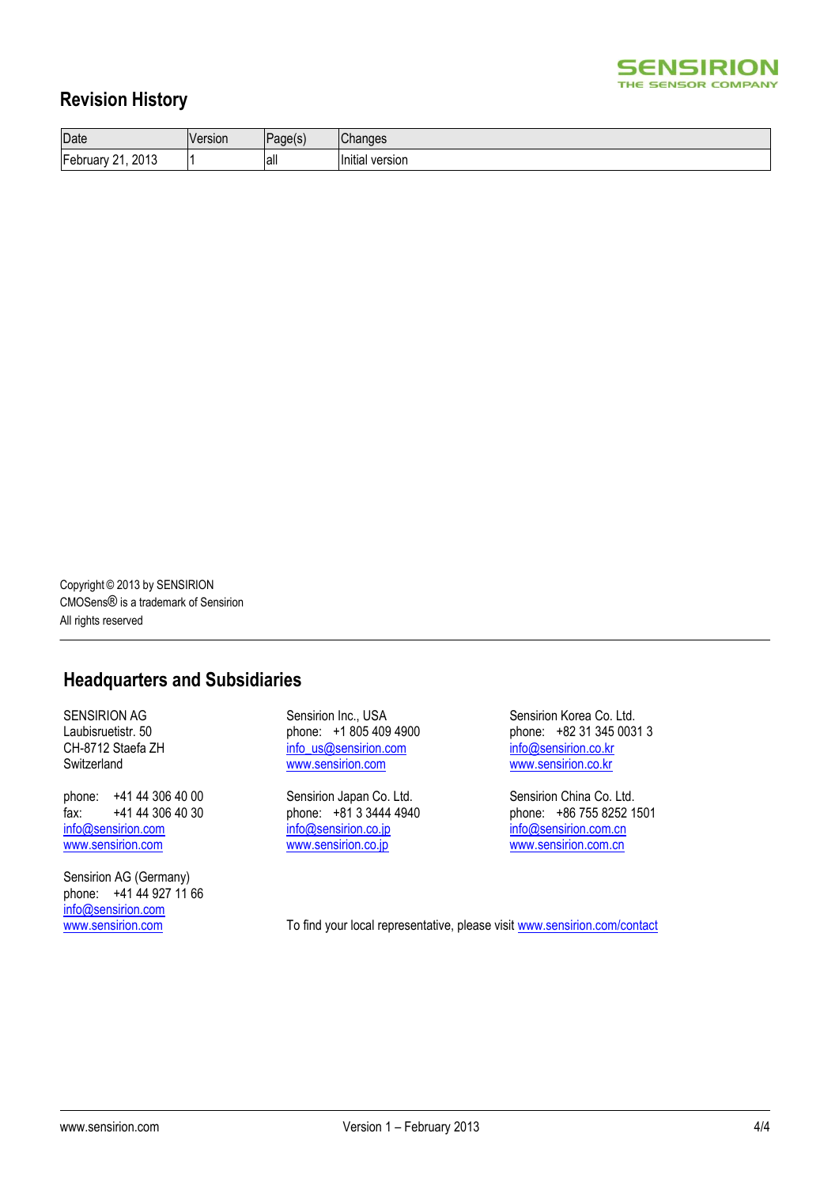## Revision History

| Date | Version | Page(s) | Changes |
|---|---|---|---|
| February 21, 2013 | 1 | all | Initial version |

Copyright © 2013 by SENSIRION
CMOSens® is a trademark of Sensirion
All rights reserved

## Headquarters and Subsidiaries

SENSIRION AG
Laubisruetistr. 50
CH-8712 Staefa ZH
Switzerland

phone: +41 44 306 40 00
fax: +41 44 306 40 30
info@sensirion.com
www.sensirion.com

Sensirion AG (Germany)
phone: +41 44 927 11 66
info@sensirion.com
www.sensirion.com

Sensirion Inc., USA
phone: +1 805 409 4900
info_us@sensirion.com
www.sensirion.com

Sensirion Japan Co. Ltd.
phone: +81 3 3444 4940
info@sensirion.co.jp
www.sensirion.co.jp

Sensirion Korea Co. Ltd.
phone: +82 31 345 0031 3
info@sensirion.co.kr
www.sensirion.co.kr

Sensirion China Co. Ltd.
phone: +86 755 8252 1501
info@sensirion.com.cn
www.sensirion.com.cn

To find your local representative, please visit www.sensirion.com/contact